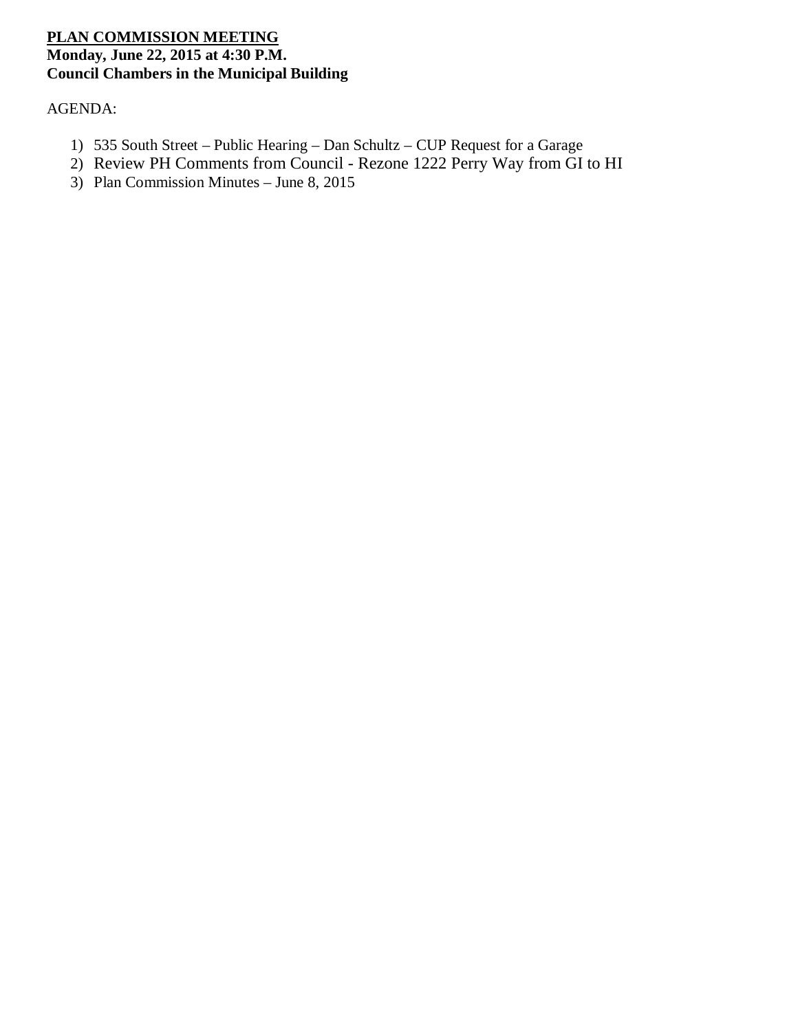**<u>PLAN COMMISSION MEETING</u>**
**Monday, June 22, 2015 at 4:30 P.M.**
**Council Chambers in the Municipal Building**

AGENDA:

1) 535 South Street – Public Hearing – Dan Schultz – CUP Request for a Garage
2) Review PH Comments from Council - Rezone 1222 Perry Way from GI to HI
3) Plan Commission Minutes – June 8, 2015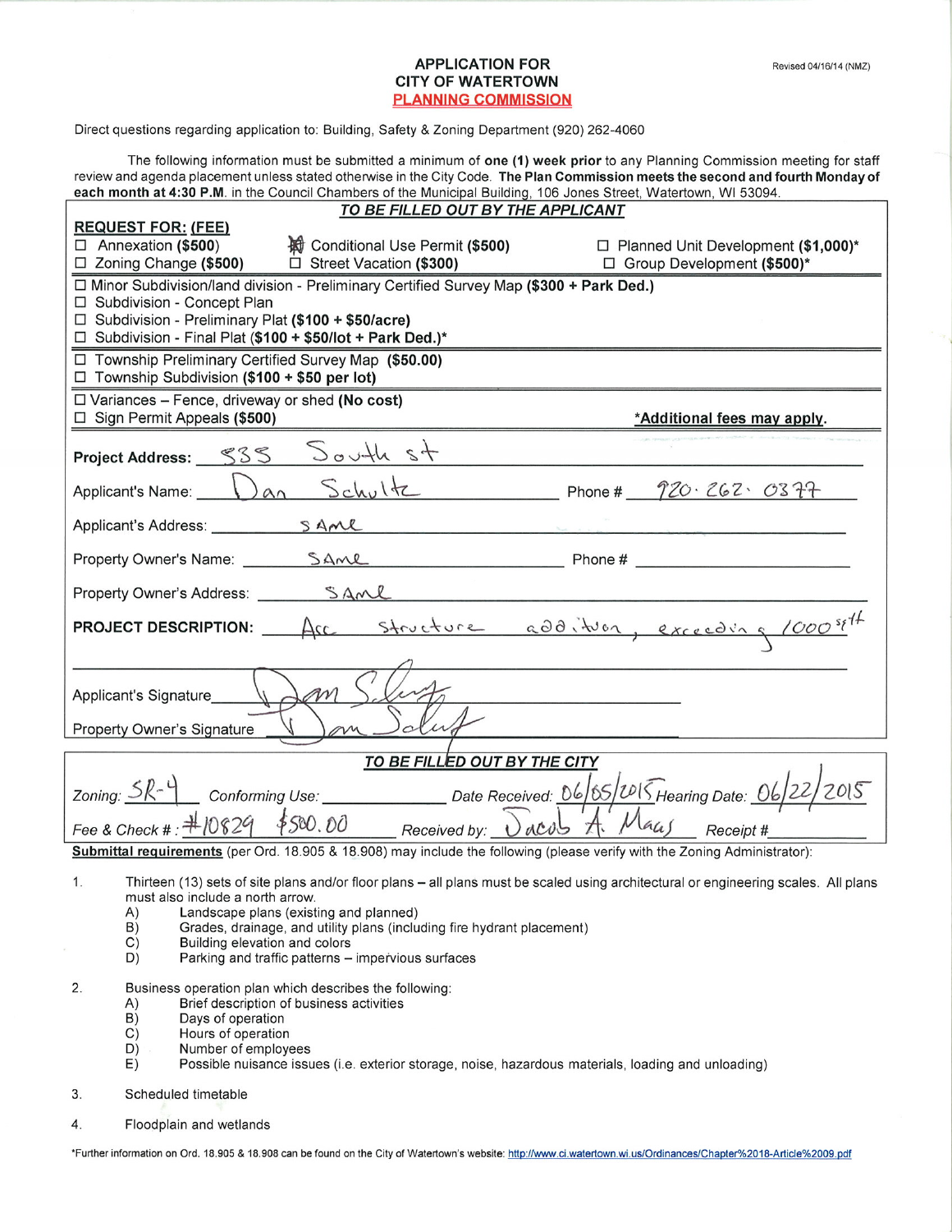# APPLICATION FOR CITY OF WATERTOWN PLANNING COMMISSION

Revised 04/16/14 (NMZ)

Direct questions regarding application to: Building, Safety & Zoning Department (920) 262-4060

The following information must be submitted a minimum of **one (1) week prior** to any Planning Commission meeting for staff review and agenda placement unless stated otherwise in the City Code. **The Plan Commission meets the second and fourth Monday of each month at 4:30 P.M.** in the Council Chambers of the Municipal Building, 106 Jones Street, Watertown, WI 53094.

***TO BE FILLED OUT BY THE APPLICANT***

**REQUEST FOR: (FEE)**

- ☐ Annexation **($500)**
- ☒ Conditional Use Permit **($500)**
- ☐ Planned Unit Development **($1,000)***
- ☐ Zoning Change **($500)**
- ☐ Street Vacation **($300)**
- ☐ Group Development **($500)***

- ☐ Minor Subdivision/land division - Preliminary Certified Survey Map **($300 + Park Ded.)**
- ☐ Subdivision - Concept Plan
- ☐ Subdivision - Preliminary Plat **($100 + $50/acre)**
- ☐ Subdivision - Final Plat **($100 + $50/lot + Park Ded.)***

- ☐ Township Preliminary Certified Survey Map **($50.00)**
- ☐ Township Subdivision **($100 + $50 per lot)**

- ☐ Variances – Fence, driveway or shed **(No cost)**
- ☐ Sign Permit Appeals **($500)**

***Additional fees may apply.**

**Project Address:** 535 South st

Applicant's Name: Dan Schultz Phone # 920-262-0377

Applicant's Address: SAME

Property Owner's Name: SAME Phone #

Property Owner's Address: SAME

**PROJECT DESCRIPTION:** Acc structure addition, exceeding 1000 sqft

Applicant's Signature: Dan Schultz

Property Owner's Signature: Dan Schultz

***TO BE FILLED OUT BY THE CITY***

Zoning: SR-4 Conforming Use: \_\_\_\_\_\_\_\_ Date Received: 06/05/2015 Hearing Date: 06/22/2015

Fee & Check # : #10829 $500.00 Received by: Jacob A. Maas Receipt #

**Submittal requirements** (per Ord. 18.905 & 18.908) may include the following (please verify with the Zoning Administrator):

1. Thirteen (13) sets of site plans and/or floor plans – all plans must be scaled using architectural or engineering scales. All plans must also include a north arrow.
   - A) Landscape plans (existing and planned)
   - B) Grades, drainage, and utility plans (including fire hydrant placement)
   - C) Building elevation and colors
   - D) Parking and traffic patterns – impervious surfaces
2. Business operation plan which describes the following:
   - A) Brief description of business activities
   - B) Days of operation
   - C) Hours of operation
   - D) Number of employees
   - E) Possible nuisance issues (i.e. exterior storage, noise, hazardous materials, loading and unloading)
3. Scheduled timetable
4. Floodplain and wetlands

*Further information on Ord. 18.905 & 18.908 can be found on the City of Watertown's website: http://www.ci.watertown.wi.us/Ordinances/Chapter%2018-Article%2009.pdf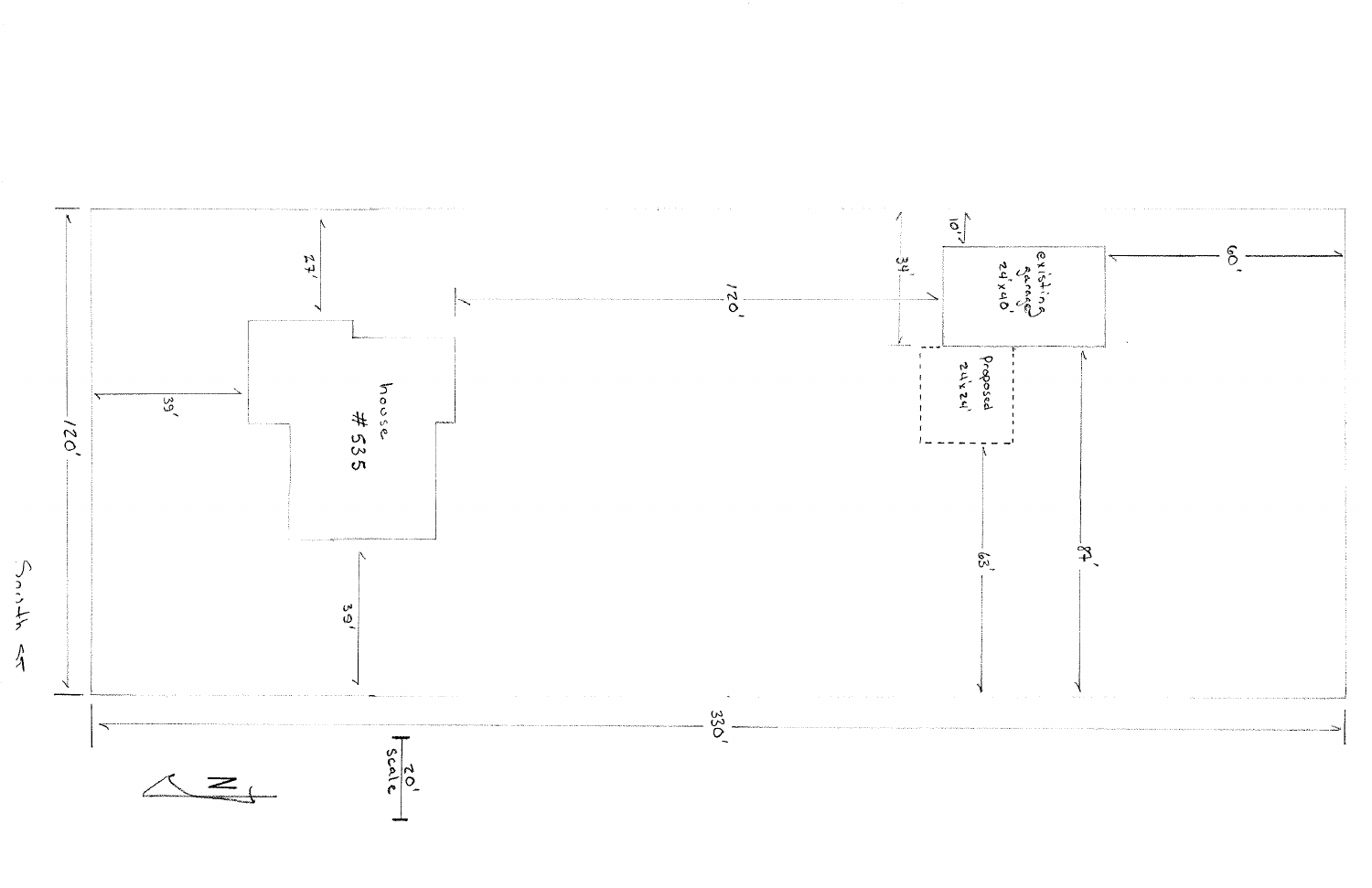house
#535

existing garage 24'x40'

Proposed 24'x24'

120'

330'

120'

39'

39'

27'

10'

34'

60'

63'

87'

South

N

20' scale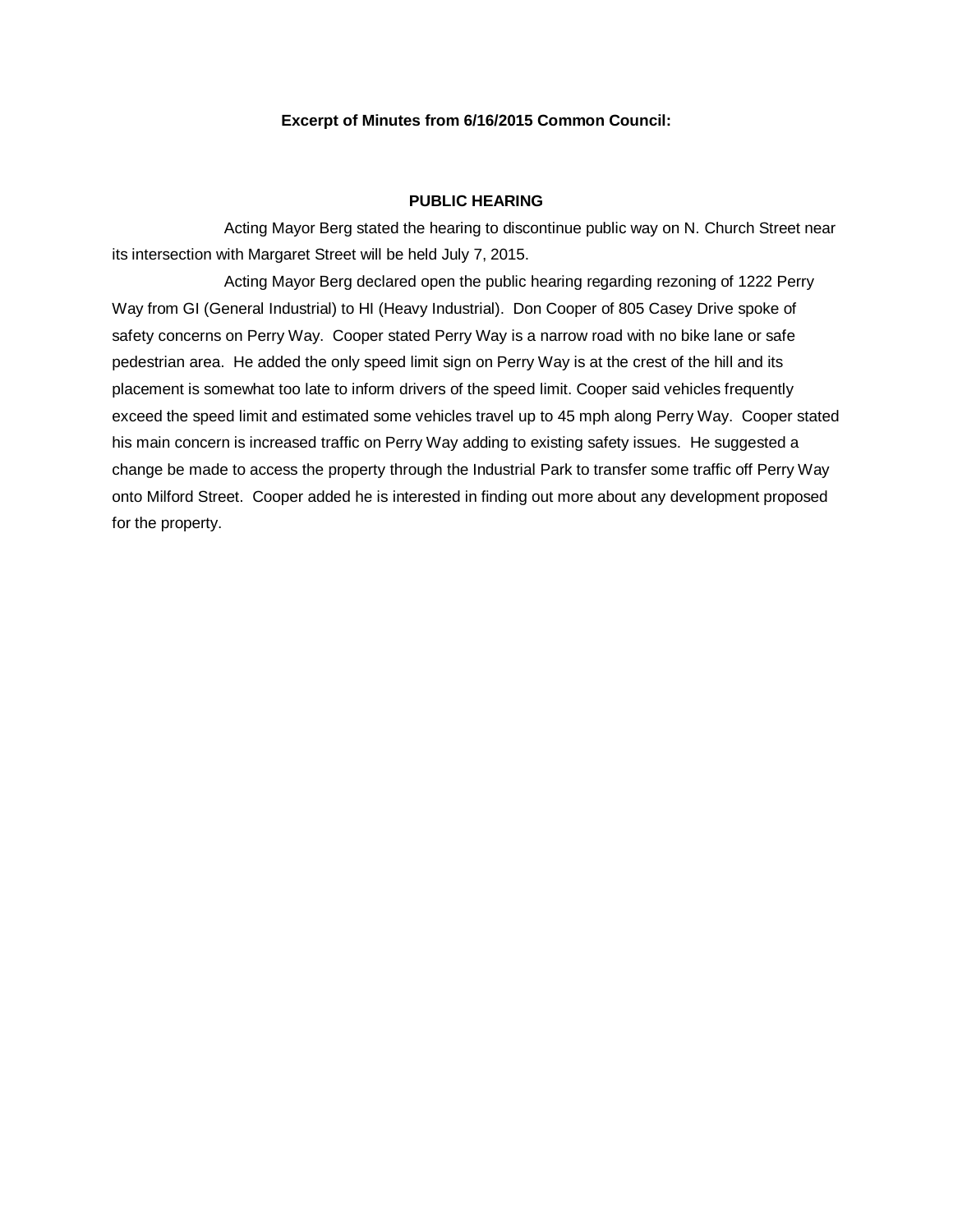**Excerpt of Minutes from 6/16/2015 Common Council:**

**PUBLIC HEARING**

Acting Mayor Berg stated the hearing to discontinue public way on N. Church Street near its intersection with Margaret Street will be held July 7, 2015.

Acting Mayor Berg declared open the public hearing regarding rezoning of 1222 Perry Way from GI (General Industrial) to HI (Heavy Industrial). Don Cooper of 805 Casey Drive spoke of safety concerns on Perry Way. Cooper stated Perry Way is a narrow road with no bike lane or safe pedestrian area. He added the only speed limit sign on Perry Way is at the crest of the hill and its placement is somewhat too late to inform drivers of the speed limit. Cooper said vehicles frequently exceed the speed limit and estimated some vehicles travel up to 45 mph along Perry Way. Cooper stated his main concern is increased traffic on Perry Way adding to existing safety issues. He suggested a change be made to access the property through the Industrial Park to transfer some traffic off Perry Way onto Milford Street. Cooper added he is interested in finding out more about any development proposed for the property.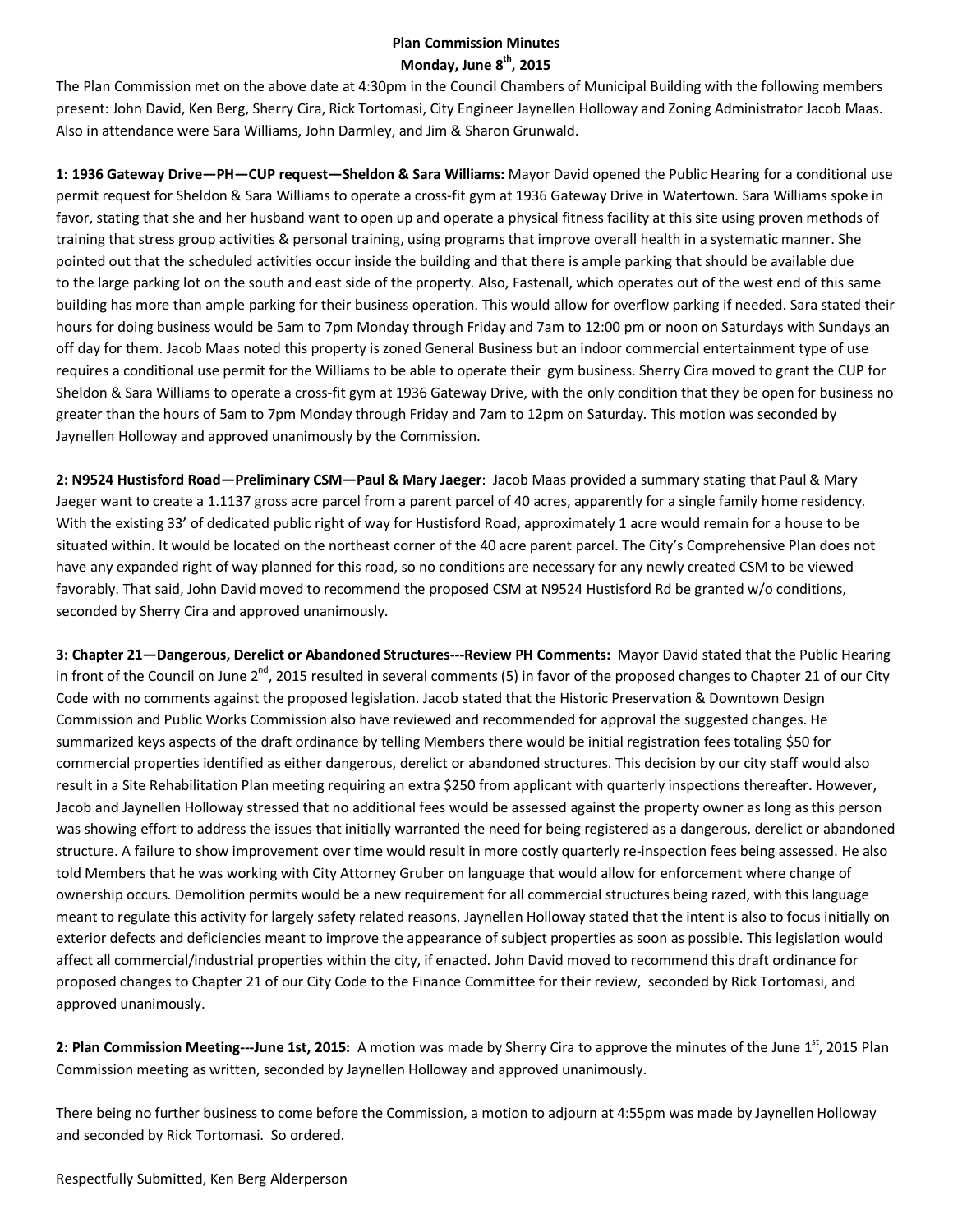**Plan Commission Minutes**
**Monday, June 8th, 2015**

The Plan Commission met on the above date at 4:30pm in the Council Chambers of Municipal Building with the following members present: John David, Ken Berg, Sherry Cira, Rick Tortomasi, City Engineer Jaynellen Holloway and Zoning Administrator Jacob Maas. Also in attendance were Sara Williams, John Darmley, and Jim & Sharon Grunwald.

**1: 1936 Gateway Drive—PH—CUP request—Sheldon & Sara Williams:** Mayor David opened the Public Hearing for a conditional use permit request for Sheldon & Sara Williams to operate a cross-fit gym at 1936 Gateway Drive in Watertown. Sara Williams spoke in favor, stating that she and her husband want to open up and operate a physical fitness facility at this site using proven methods of training that stress group activities & personal training, using programs that improve overall health in a systematic manner. She pointed out that the scheduled activities occur inside the building and that there is ample parking that should be available due to the large parking lot on the south and east side of the property. Also, Fastenall, which operates out of the west end of this same building has more than ample parking for their business operation. This would allow for overflow parking if needed. Sara stated their hours for doing business would be 5am to 7pm Monday through Friday and 7am to 12:00 pm or noon on Saturdays with Sundays an off day for them. Jacob Maas noted this property is zoned General Business but an indoor commercial entertainment type of use requires a conditional use permit for the Williams to be able to operate their gym business. Sherry Cira moved to grant the CUP for Sheldon & Sara Williams to operate a cross-fit gym at 1936 Gateway Drive, with the only condition that they be open for business no greater than the hours of 5am to 7pm Monday through Friday and 7am to 12pm on Saturday. This motion was seconded by Jaynellen Holloway and approved unanimously by the Commission.

**2: N9524 Hustisford Road—Preliminary CSM—Paul & Mary Jaeger**: Jacob Maas provided a summary stating that Paul & Mary Jaeger want to create a 1.1137 gross acre parcel from a parent parcel of 40 acres, apparently for a single family home residency. With the existing 33' of dedicated public right of way for Hustisford Road, approximately 1 acre would remain for a house to be situated within. It would be located on the northeast corner of the 40 acre parent parcel. The City's Comprehensive Plan does not have any expanded right of way planned for this road, so no conditions are necessary for any newly created CSM to be viewed favorably. That said, John David moved to recommend the proposed CSM at N9524 Hustisford Rd be granted w/o conditions, seconded by Sherry Cira and approved unanimously.

**3: Chapter 21—Dangerous, Derelict or Abandoned Structures---Review PH Comments:** Mayor David stated that the Public Hearing in front of the Council on June 2nd, 2015 resulted in several comments (5) in favor of the proposed changes to Chapter 21 of our City Code with no comments against the proposed legislation. Jacob stated that the Historic Preservation & Downtown Design Commission and Public Works Commission also have reviewed and recommended for approval the suggested changes. He summarized keys aspects of the draft ordinance by telling Members there would be initial registration fees totaling $50 for commercial properties identified as either dangerous, derelict or abandoned structures. This decision by our city staff would also result in a Site Rehabilitation Plan meeting requiring an extra $250 from applicant with quarterly inspections thereafter. However, Jacob and Jaynellen Holloway stressed that no additional fees would be assessed against the property owner as long as this person was showing effort to address the issues that initially warranted the need for being registered as a dangerous, derelict or abandoned structure. A failure to show improvement over time would result in more costly quarterly re-inspection fees being assessed. He also told Members that he was working with City Attorney Gruber on language that would allow for enforcement where change of ownership occurs. Demolition permits would be a new requirement for all commercial structures being razed, with this language meant to regulate this activity for largely safety related reasons. Jaynellen Holloway stated that the intent is also to focus initially on exterior defects and deficiencies meant to improve the appearance of subject properties as soon as possible. This legislation would affect all commercial/industrial properties within the city, if enacted. John David moved to recommend this draft ordinance for proposed changes to Chapter 21 of our City Code to the Finance Committee for their review, seconded by Rick Tortomasi, and approved unanimously.

**2: Plan Commission Meeting---June 1st, 2015:** A motion was made by Sherry Cira to approve the minutes of the June 1st, 2015 Plan Commission meeting as written, seconded by Jaynellen Holloway and approved unanimously.

There being no further business to come before the Commission, a motion to adjourn at 4:55pm was made by Jaynellen Holloway and seconded by Rick Tortomasi. So ordered.

Respectfully Submitted, Ken Berg Alderperson